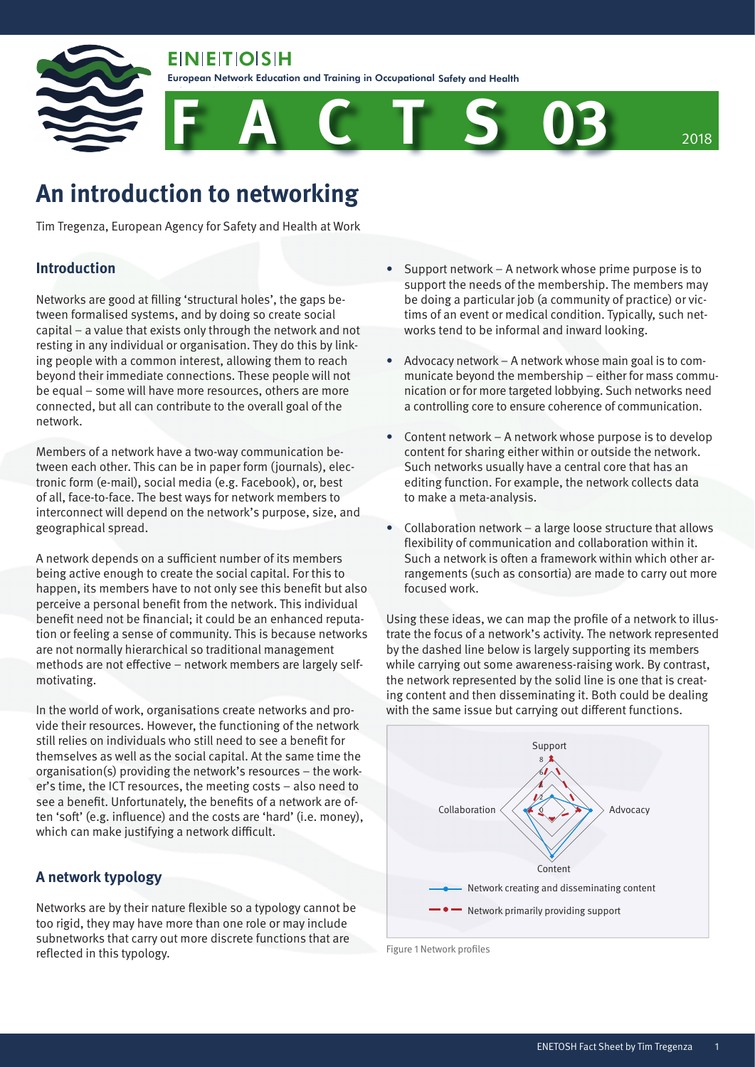ENETOSH

European Network Education and Training in Occupational Safety and Health

FACTS 03

2018

# An introduction to networking

Tim Tregenza, European Agency for Safety and Health at Work

## Introduction

Networks are good at filling 'structural holes', the gaps between formalised systems, and by doing so create social capital – a value that exists only through the network and not resting in any individual or organisation. They do this by linking people with a common interest, allowing them to reach beyond their immediate connections. These people will not be equal – some will have more resources, others are more connected, but all can contribute to the overall goal of the network.

Members of a network have a two-way communication between each other. This can be in paper form (journals), electronic form (e-mail), social media (e.g. Facebook), or, best of all, face-to-face. The best ways for network members to interconnect will depend on the network's purpose, size, and geographical spread.

A network depends on a sufficient number of its members being active enough to create the social capital. For this to happen, its members have to not only see this benefit but also perceive a personal benefit from the network. This individual benefit need not be financial; it could be an enhanced reputation or feeling a sense of community. This is because networks are not normally hierarchical so traditional management methods are not effective – network members are largely self-motivating.

In the world of work, organisations create networks and provide their resources. However, the functioning of the network still relies on individuals who still need to see a benefit for themselves as well as the social capital. At the same time the organisation(s) providing the network's resources – the worker's time, the ICT resources, the meeting costs – also need to see a benefit. Unfortunately, the benefits of a network are often 'soft' (e.g. influence) and the costs are 'hard' (i.e. money), which can make justifying a network difficult.

## A network typology

Networks are by their nature flexible so a typology cannot be too rigid, they may have more than one role or may include subnetworks that carry out more discrete functions that are reflected in this typology.

- Support network – A network whose prime purpose is to support the needs of the membership. The members may be doing a particular job (a community of practice) or victims of an event or medical condition. Typically, such networks tend to be informal and inward looking.
- Advocacy network – A network whose main goal is to communicate beyond the membership – either for mass communication or for more targeted lobbying. Such networks need a controlling core to ensure coherence of communication.
- Content network – A network whose purpose is to develop content for sharing either within or outside the network. Such networks usually have a central core that has an editing function. For example, the network collects data to make a meta-analysis.
- Collaboration network – a large loose structure that allows flexibility of communication and collaboration within it. Such a network is often a framework within which other arrangements (such as consortia) are made to carry out more focused work.

Using these ideas, we can map the profile of a network to illustrate the focus of a network's activity. The network represented by the dashed line below is largely supporting its members while carrying out some awareness-raising work. By contrast, the network represented by the solid line is one that is creating content and then disseminating it. Both could be dealing with the same issue but carrying out different functions.

Support

Collaboration

Advocacy

Content

Network creating and disseminating content

Network primarily providing support

Figure 1 Network profiles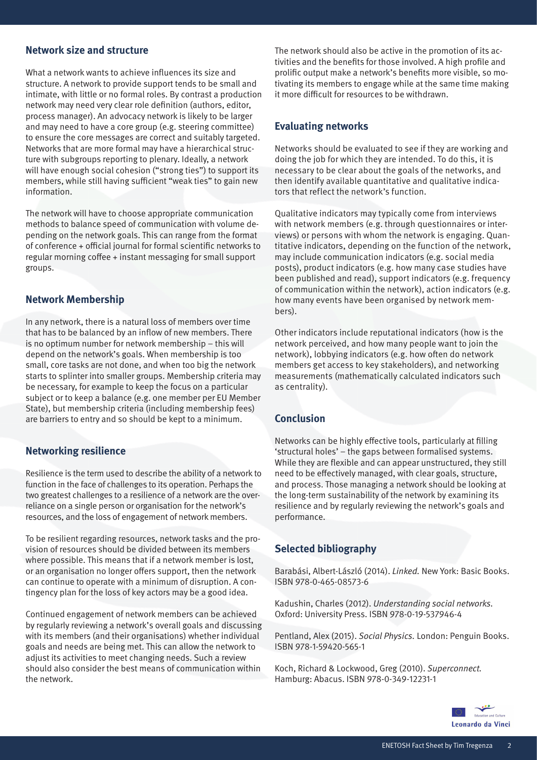## Network size and structure

What a network wants to achieve influences its size and structure. A network to provide support tends to be small and intimate, with little or no formal roles. By contrast a production network may need very clear role definition (authors, editor, process manager). An advocacy network is likely to be larger and may need to have a core group (e.g. steering committee) to ensure the core messages are correct and suitably targeted. Networks that are more formal may have a hierarchical structure with subgroups reporting to plenary. Ideally, a network will have enough social cohesion ("strong ties") to support its members, while still having sufficient "weak ties" to gain new information.

The network will have to choose appropriate communication methods to balance speed of communication with volume depending on the network goals. This can range from the format of conference + official journal for formal scientific networks to regular morning coffee + instant messaging for small support groups.

## Network Membership

In any network, there is a natural loss of members over time that has to be balanced by an inflow of new members. There is no optimum number for network membership – this will depend on the network's goals. When membership is too small, core tasks are not done, and when too big the network starts to splinter into smaller groups. Membership criteria may be necessary, for example to keep the focus on a particular subject or to keep a balance (e.g. one member per EU Member State), but membership criteria (including membership fees) are barriers to entry and so should be kept to a minimum.

## Networking resilience

Resilience is the term used to describe the ability of a network to function in the face of challenges to its operation. Perhaps the two greatest challenges to a resilience of a network are the over-reliance on a single person or organisation for the network's resources, and the loss of engagement of network members.

To be resilient regarding resources, network tasks and the provision of resources should be divided between its members where possible. This means that if a network member is lost, or an organisation no longer offers support, then the network can continue to operate with a minimum of disruption. A contingency plan for the loss of key actors may be a good idea.

Continued engagement of network members can be achieved by regularly reviewing a network's overall goals and discussing with its members (and their organisations) whether individual goals and needs are being met. This can allow the network to adjust its activities to meet changing needs. Such a review should also consider the best means of communication within the network.

The network should also be active in the promotion of its activities and the benefits for those involved. A high profile and prolific output make a network's benefits more visible, so motivating its members to engage while at the same time making it more difficult for resources to be withdrawn.

## Evaluating networks

Networks should be evaluated to see if they are working and doing the job for which they are intended. To do this, it is necessary to be clear about the goals of the networks, and then identify available quantitative and qualitative indicators that reflect the network's function.

Qualitative indicators may typically come from interviews with network members (e.g. through questionnaires or interviews) or persons with whom the network is engaging. Quantitative indicators, depending on the function of the network, may include communication indicators (e.g. social media posts), product indicators (e.g. how many case studies have been published and read), support indicators (e.g. frequency of communication within the network), action indicators (e.g. how many events have been organised by network members).

Other indicators include reputational indicators (how is the network perceived, and how many people want to join the network), lobbying indicators (e.g. how often do network members get access to key stakeholders), and networking measurements (mathematically calculated indicators such as centrality).

## Conclusion

Networks can be highly effective tools, particularly at filling 'structural holes' – the gaps between formalised systems. While they are flexible and can appear unstructured, they still need to be effectively managed, with clear goals, structure, and process. Those managing a network should be looking at the long-term sustainability of the network by examining its resilience and by regularly reviewing the network's goals and performance.

## Selected bibliography

Barabási, Albert-László (2014). *Linked.* New York: Basic Books. ISBN 978-0-465-08573-6

Kadushin, Charles (2012). *Understanding social networks.* Oxford: University Press. ISBN 978-0-19-537946-4

Pentland, Alex (2015). *Social Physics.* London: Penguin Books. ISBN 978-1-59420-565-1

Koch, Richard & Lockwood, Greg (2010). *Superconnect.* Hamburg: Abacus. ISBN 978-0-349-12231-1

Education and Culture
Leonardo da Vinci